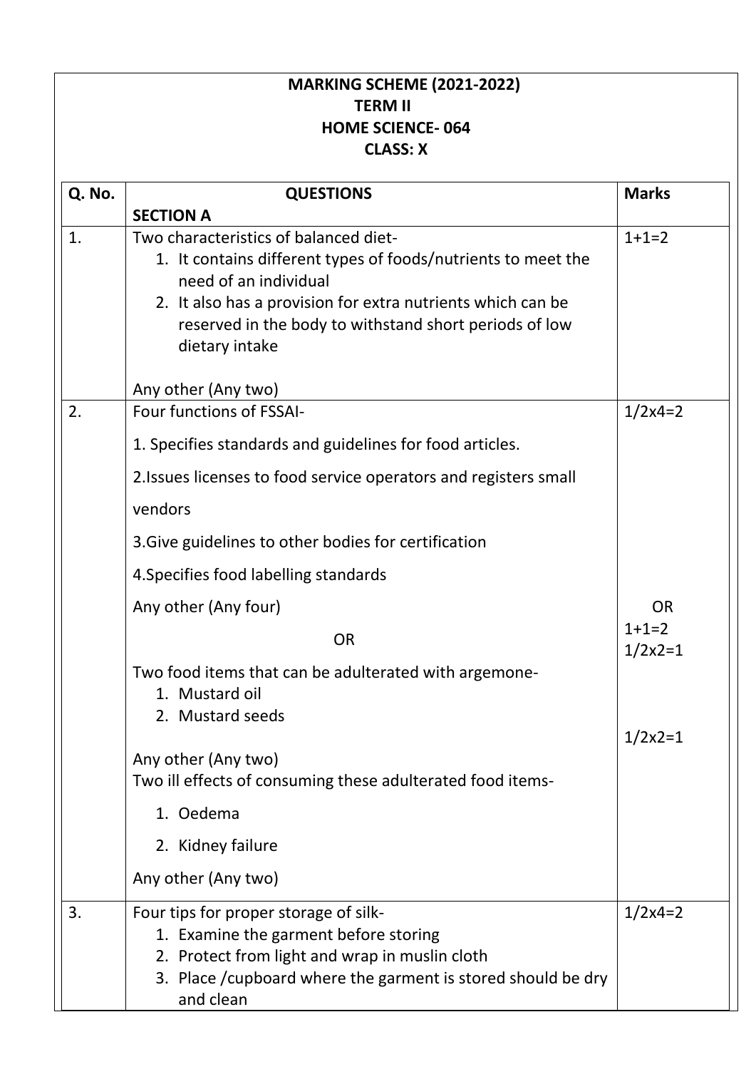**MARKING SCHEME (2021-2022)**
**TERM II**
**HOME SCIENCE- 064**
**CLASS: X**

| Q. No. | QUESTIONS | Marks |
|---|---|---|
| | **SECTION A** | |
| 1. | Two characteristics of balanced diet-<br>1. It contains different types of foods/nutrients to meet the need of an individual<br>2. It also has a provision for extra nutrients which can be reserved in the body to withstand short periods of low dietary intake<br><br>Any other (Any two) | 1+1=2 |
| 2. | Four functions of FSSAI-<br>1. Specifies standards and guidelines for food articles.<br>2.Issues licenses to food service operators and registers small vendors<br>3.Give guidelines to other bodies for certification<br>4.Specifies food labelling standards<br>Any other (Any four)<br>OR<br>Two food items that can be adulterated with argemone-<br>1. Mustard oil<br>2. Mustard seeds<br><br>Any other (Any two)<br>Two ill effects of consuming these adulterated food items-<br>1. Oedema<br>2. Kidney failure<br>Any other (Any two) | 1/2x4=2<br><br>OR<br>1+1=2<br>1/2x2=1<br><br>1/2x2=1 |
| 3. | Four tips for proper storage of silk-<br>1. Examine the garment before storing<br>2. Protect from light and wrap in muslin cloth<br>3. Place /cupboard where the garment is stored should be dry and clean | 1/2x4=2 |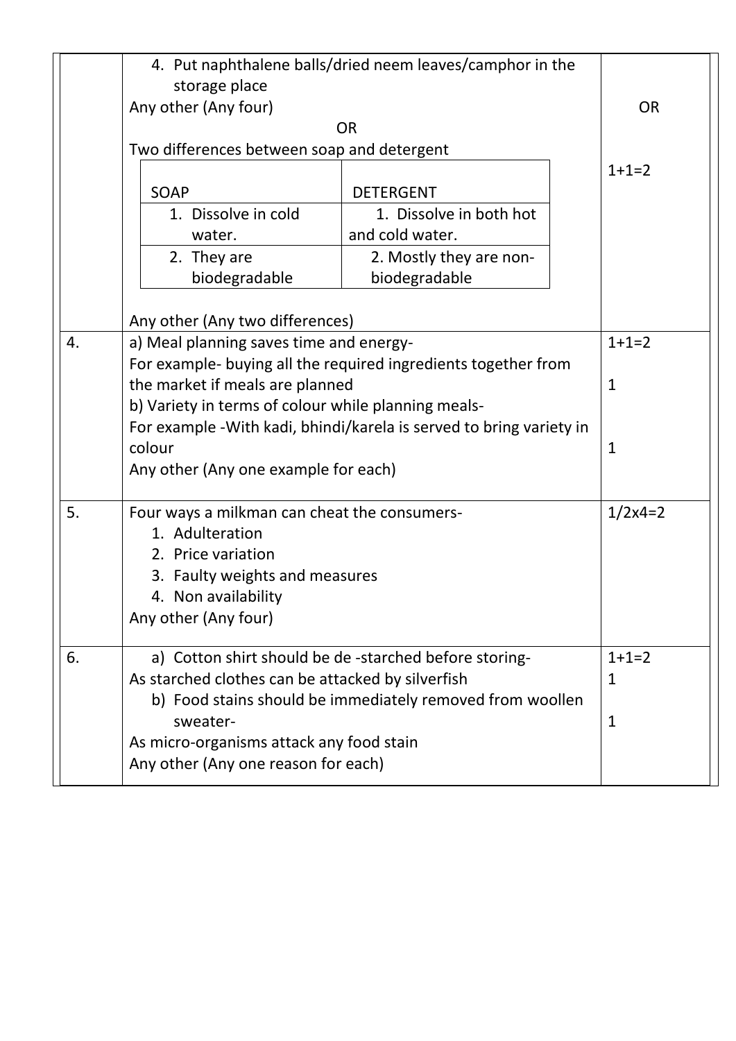| | | |
|---|---|---|
| | 4. Put naphthalene balls/dried neem leaves/camphor in the storage place<br>Any other (Any four)<br>OR<br>Two differences between soap and detergent<br><table><tr><td>SOAP</td><td>DETERGENT</td></tr><tr><td>1. Dissolve in cold water.</td><td>1. Dissolve in both hot and cold water.</td></tr><tr><td>2. They are biodegradable</td><td>2. Mostly they are non-biodegradable</td></tr></table><br>Any other (Any two differences) | OR<br><br>1+1=2 |
| 4. | a) Meal planning saves time and energy-<br>For example- buying all the required ingredients together from the market if meals are planned<br>b) Variety in terms of colour while planning meals-<br>For example -With kadi, bhindi/karela is served to bring variety in colour<br>Any other (Any one example for each) | 1+1=2<br><br>1<br><br>1 |
| 5. | Four ways a milkman can cheat the consumers-<br>1. Adulteration<br>2. Price variation<br>3. Faulty weights and measures<br>4. Non availability<br>Any other (Any four) | 1/2x4=2 |
| 6. | a) Cotton shirt should be de -starched before storing-<br>As starched clothes can be attacked by silverfish<br>b) Food stains should be immediately removed from woollen sweater-<br>As micro-organisms attack any food stain<br>Any other (Any one reason for each) | 1+1=2<br>1<br><br>1 |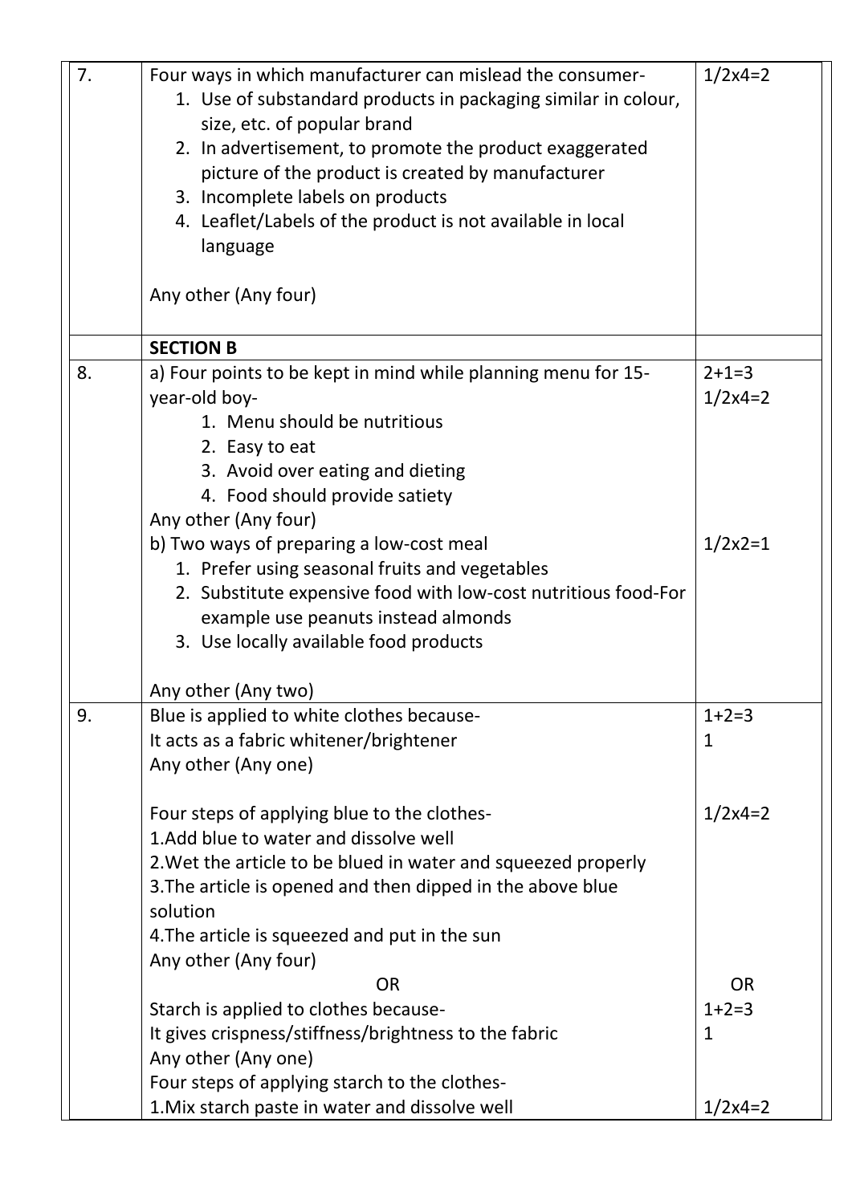| | | |
|---|---|---|
| 7. | Four ways in which manufacturer can mislead the consumer-<br>1. Use of substandard products in packaging similar in colour, size, etc. of popular brand<br>2. In advertisement, to promote the product exaggerated picture of the product is created by manufacturer<br>3. Incomplete labels on products<br>4. Leaflet/Labels of the product is not available in local language<br><br>Any other (Any four) | 1/2x4=2 |
| | **SECTION B** | |
| 8. | a) Four points to be kept in mind while planning menu for 15-year-old boy-<br>1. Menu should be nutritious<br>2. Easy to eat<br>3. Avoid over eating and dieting<br>4. Food should provide satiety<br>Any other (Any four)<br>b) Two ways of preparing a low-cost meal<br>1. Prefer using seasonal fruits and vegetables<br>2. Substitute expensive food with low-cost nutritious food-For example use peanuts instead almonds<br>3. Use locally available food products<br><br>Any other (Any two) | 2+1=3<br>1/2x4=2<br><br><br><br><br><br>1/2x2=1 |
| 9. | Blue is applied to white clothes because-<br>It acts as a fabric whitener/brightener<br>Any other (Any one)<br><br>Four steps of applying blue to the clothes-<br>1.Add blue to water and dissolve well<br>2.Wet the article to be blued in water and squeezed properly<br>3.The article is opened and then dipped in the above blue solution<br>4.The article is squeezed and put in the sun<br>Any other (Any four)<br>OR<br>Starch is applied to clothes because-<br>It gives crispness/stiffness/brightness to the fabric<br>Any other (Any one)<br>Four steps of applying starch to the clothes-<br>1.Mix starch paste in water and dissolve well | 1+2=3<br>1<br><br><br>1/2x4=2<br><br><br><br><br><br><br>OR<br>1+2=3<br>1<br><br><br>1/2x4=2 |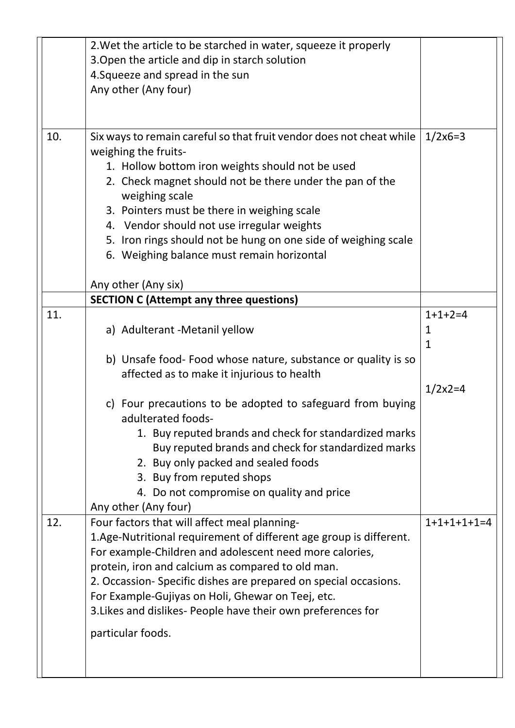| | | |
|---|---|---|
| | 2.Wet the article to be starched in water, squeeze it properly<br>3.Open the article and dip in starch solution<br>4.Squeeze and spread in the sun<br>Any other (Any four) | |
| 10. | Six ways to remain careful so that fruit vendor does not cheat while weighing the fruits-<br>1. Hollow bottom iron weights should not be used<br>2. Check magnet should not be there under the pan of the weighing scale<br>3. Pointers must be there in weighing scale<br>4. Vendor should not use irregular weights<br>5. Iron rings should not be hung on one side of weighing scale<br>6. Weighing balance must remain horizontal<br><br>Any other (Any six) | 1/2x6=3 |
| | **SECTION C (Attempt any three questions)** | |
| 11. | a) Adulterant -Metanil yellow<br><br>b) Unsafe food- Food whose nature, substance or quality is so affected as to make it injurious to health<br><br>c) Four precautions to be adopted to safeguard from buying adulterated foods-<br>1. Buy reputed brands and check for standardized marks Buy reputed brands and check for standardized marks<br>2. Buy only packed and sealed foods<br>3. Buy from reputed shops<br>4. Do not compromise on quality and price<br>Any other (Any four) | 1+1+2=4<br>1<br>1<br><br>1/2x2=4 |
| 12. | Four factors that will affect meal planning-<br>1.Age-Nutritional requirement of different age group is different. For example-Children and adolescent need more calories, protein, iron and calcium as compared to old man.<br>2. Occassion- Specific dishes are prepared on special occasions. For Example-Gujiyas on Holi, Ghewar on Teej, etc.<br>3.Likes and dislikes- People have their own preferences for particular foods. | 1+1+1+1+1=4 |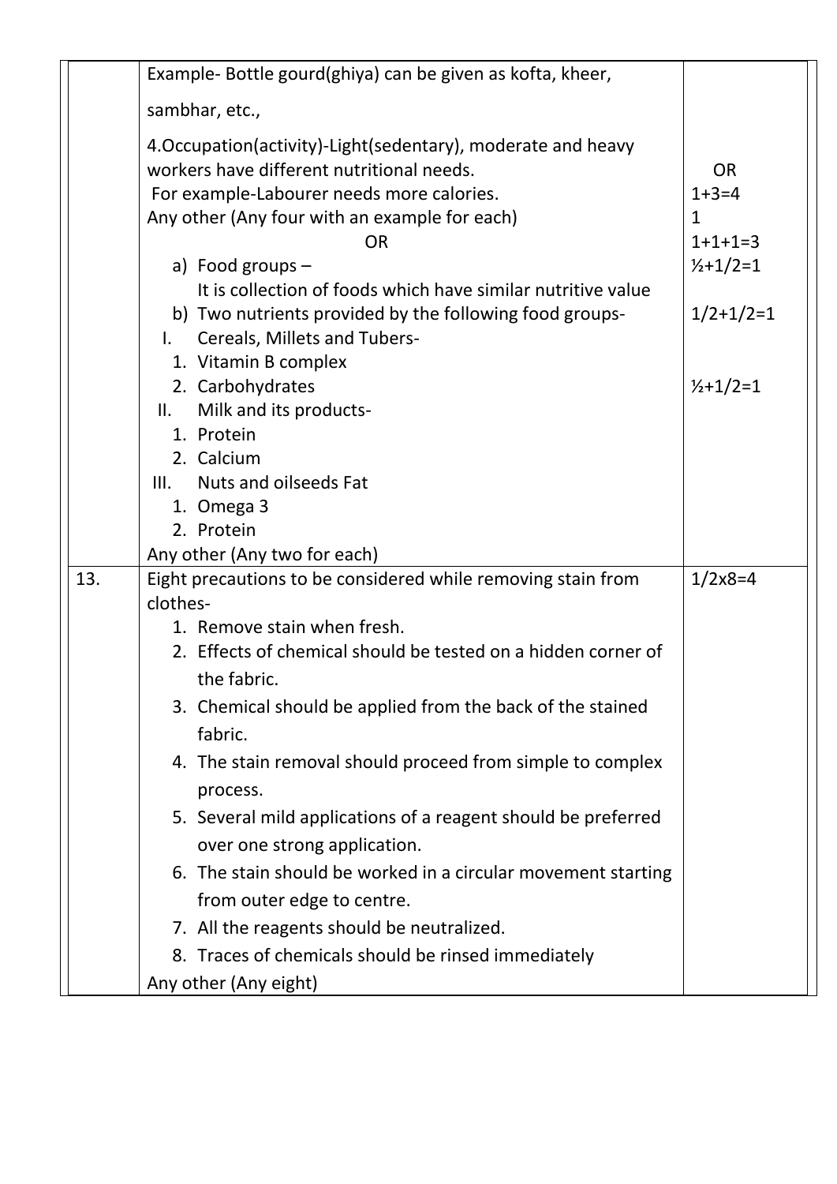| | | |
|---|---|---|
| | Example- Bottle gourd(ghiya) can be given as kofta, kheer, sambhar, etc.,<br><br>4.Occupation(activity)-Light(sedentary), moderate and heavy workers have different nutritional needs.<br>For example-Labourer needs more calories.<br>Any other (Any four with an example for each)<br>OR<br>a) Food groups –<br>It is collection of foods which have similar nutritive value<br>b) Two nutrients provided by the following food groups-<br>I. Cereals, Millets and Tubers-<br>1. Vitamin B complex<br>2. Carbohydrates<br>II. Milk and its products-<br>1. Protein<br>2. Calcium<br>III. Nuts and oilseeds Fat<br>1. Omega 3<br>2. Protein<br>Any other (Any two for each) | OR<br>1+3=4<br>1<br>1+1+1=3<br>½+1/2=1<br><br>1/2+1/2=1<br><br>½+1/2=1 |
| 13. | Eight precautions to be considered while removing stain from clothes-<br>1. Remove stain when fresh.<br>2. Effects of chemical should be tested on a hidden corner of the fabric.<br>3. Chemical should be applied from the back of the stained fabric.<br>4. The stain removal should proceed from simple to complex process.<br>5. Several mild applications of a reagent should be preferred over one strong application.<br>6. The stain should be worked in a circular movement starting from outer edge to centre.<br>7. All the reagents should be neutralized.<br>8. Traces of chemicals should be rinsed immediately<br>Any other (Any eight) | 1/2x8=4 |